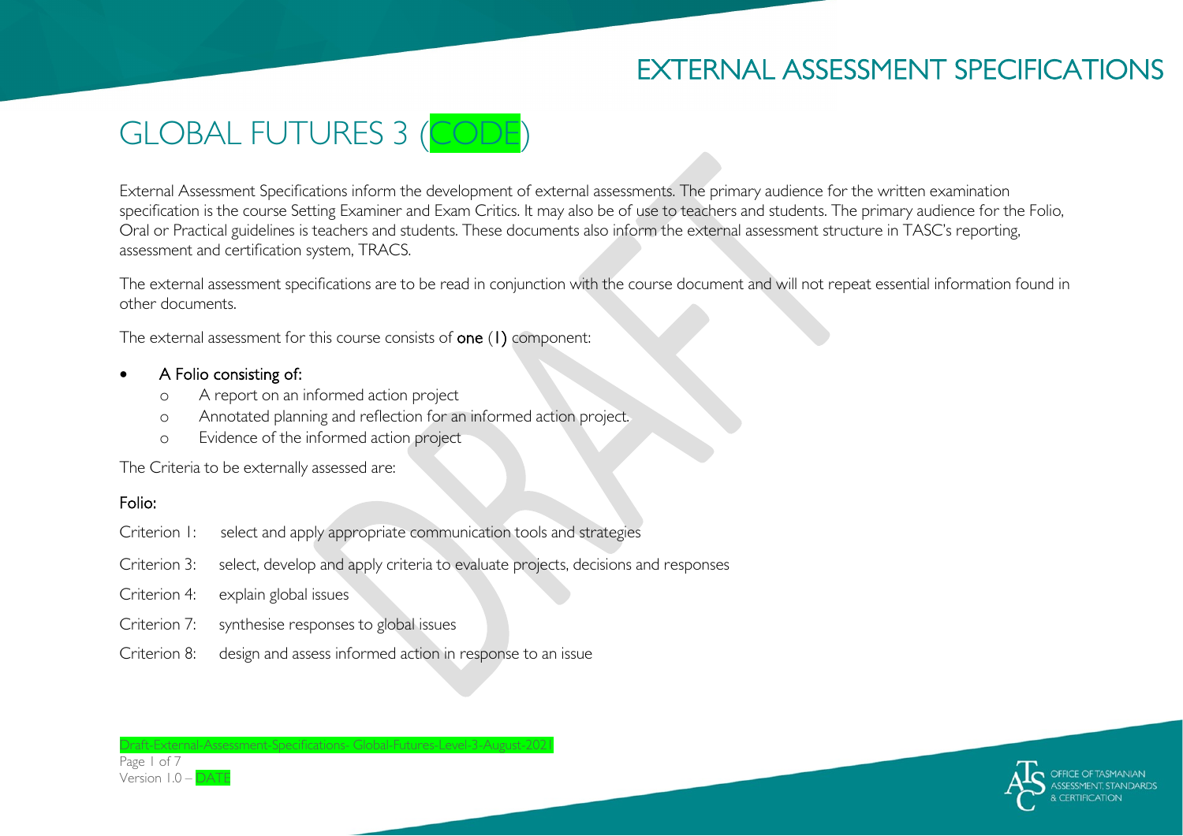# GLOBAL FUTURES 3 (CODE)

External Assessment Specifications inform the development of external assessments. The primary audience for the written examination specification is the course Setting Examiner and Exam Critics. It may also be of use to teachers and students. The primary audience for the Folio, Oral or Practical guidelines is teachers and students. These documents also inform the external assessment structure in TASC's reporting, assessment and certification system, TRACS.

The external assessment specifications are to be read in conjunction with the course document and will not repeat essential information found in other documents.

The external assessment for this course consists of **one (1)** component:

- A Folio consisting of:
  - A report on an informed action project
  - Annotated planning and reflection for an informed action project.
  - Evidence of the informed action project

The Criteria to be externally assessed are:

**Folio:**

Criterion 1: select and apply appropriate communication tools and strategies

Criterion 3: select, develop and apply criteria to evaluate projects, decisions and responses

Criterion 4: explain global issues

Criterion 7: synthesise responses to global issues

Criterion 8: design and assess informed action in response to an issue

Draft-External-Assessment-Specifications- Global-Futures-Level-3-August-2021

Version 1.0 – DATE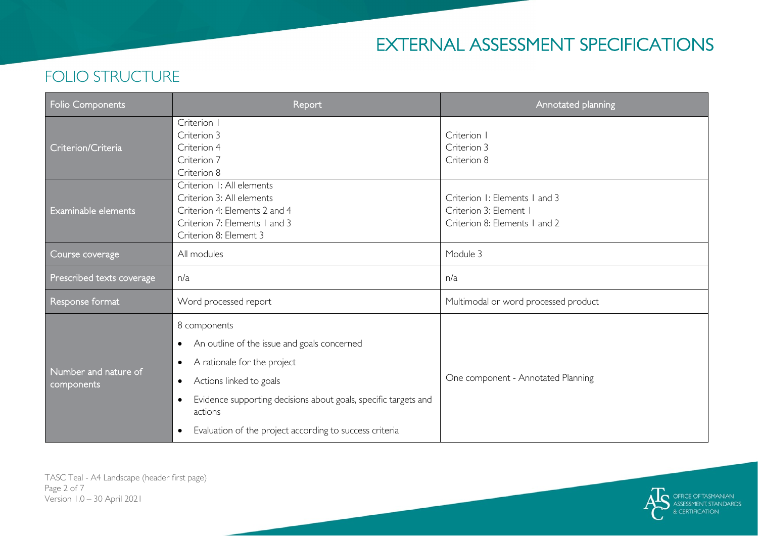# EXTERNAL ASSESSMENT SPECIFICATIONS

## FOLIO STRUCTURE

| Folio Components | Report | Annotated planning |
|---|---|---|
| Criterion/Criteria | Criterion 1<br>Criterion 3<br>Criterion 4<br>Criterion 7<br>Criterion 8 | Criterion 1<br>Criterion 3<br>Criterion 8 |
| Examinable elements | Criterion 1: All elements<br>Criterion 3: All elements<br>Criterion 4: Elements 2 and 4<br>Criterion 7: Elements 1 and 3<br>Criterion 8: Element 3 | Criterion 1: Elements 1 and 3<br>Criterion 3: Element 1<br>Criterion 8: Elements 1 and 2 |
| Course coverage | All modules | Module 3 |
| Prescribed texts coverage | n/a | n/a |
| Response format | Word processed report | Multimodal or word processed product |
| Number and nature of components | 8 components<br>• An outline of the issue and goals concerned<br>• A rationale for the project<br>• Actions linked to goals<br>• Evidence supporting decisions about goals, specific targets and actions<br>• Evaluation of the project according to success criteria | One component - Annotated Planning |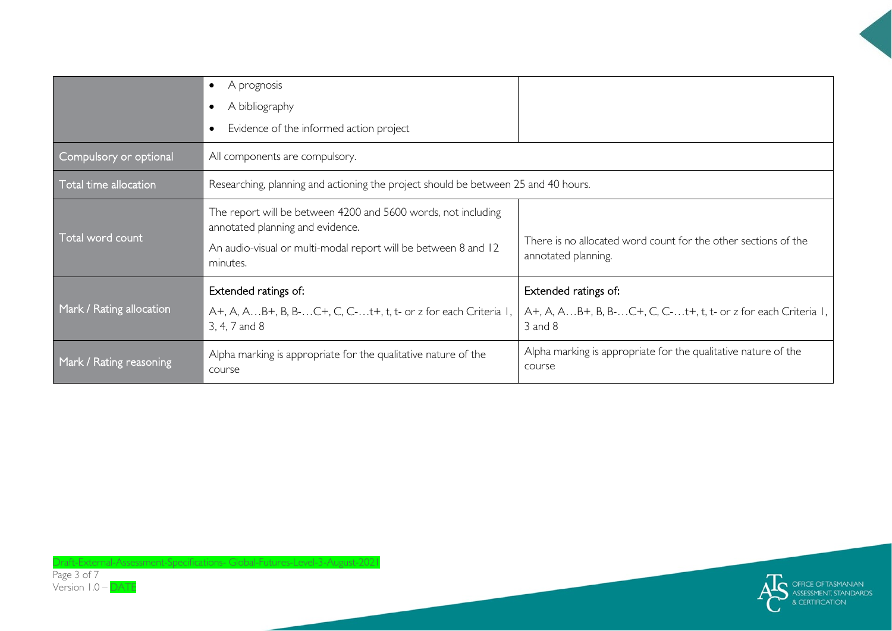| | | |
|---|---|---|
| | • A prognosis<br>• A bibliography<br>• Evidence of the informed action project | |
| Compulsory or optional | All components are compulsory. | |
| Total time allocation | Researching, planning and actioning the project should be between 25 and 40 hours. | |
| Total word count | The report will be between 4200 and 5600 words, not including annotated planning and evidence.<br>An audio-visual or multi-modal report will be between 8 and 12 minutes. | There is no allocated word count for the other sections of the annotated planning. |
| Mark / Rating allocation | Extended ratings of:<br>A+, A, A…B+, B, B-…C+, C, C-…t+, t, t- or z for each Criteria 1, 3, 4, 7 and 8 | Extended ratings of:<br>A+, A, A…B+, B, B-…C+, C, C-…t+, t, t- or z for each Criteria 1, 3 and 8 |
| Mark / Rating reasoning | Alpha marking is appropriate for the qualitative nature of the course | Alpha marking is appropriate for the qualitative nature of the course |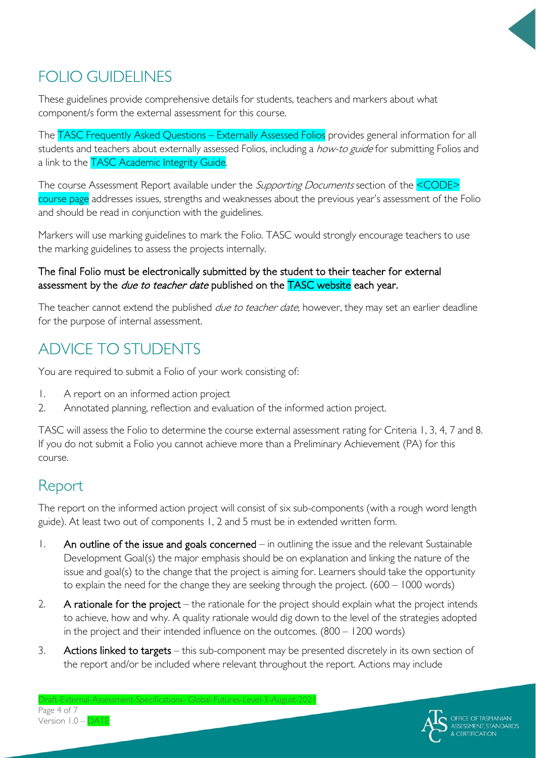# FOLIO GUIDELINES

These guidelines provide comprehensive details for students, teachers and markers about what component/s form the external assessment for this course.

The TASC Frequently Asked Questions – Externally Assessed Folios provides general information for all students and teachers about externally assessed Folios, including a *how-to guide* for submitting Folios and a link to the TASC Academic Integrity Guide.

The course Assessment Report available under the *Supporting Documents* section of the <CODE> course page addresses issues, strengths and weaknesses about the previous year's assessment of the Folio and should be read in conjunction with the guidelines.

Markers will use marking guidelines to mark the Folio. TASC would strongly encourage teachers to use the marking guidelines to assess the projects internally.

**The final Folio must be electronically submitted by the student to their teacher for external assessment by the *due to teacher date* published on the TASC website each year.**

The teacher cannot extend the published *due to teacher date*, however, they may set an earlier deadline for the purpose of internal assessment.

# ADVICE TO STUDENTS

You are required to submit a Folio of your work consisting of:

1. A report on an informed action project
2. Annotated planning, reflection and evaluation of the informed action project.

TASC will assess the Folio to determine the course external assessment rating for Criteria 1, 3, 4, 7 and 8. If you do not submit a Folio you cannot achieve more than a Preliminary Achievement (PA) for this course.

## Report

The report on the informed action project will consist of six sub-components (with a rough word length guide). At least two out of components 1, 2 and 5 must be in extended written form.

1. **An outline of the issue and goals concerned** – in outlining the issue and the relevant Sustainable Development Goal(s) the major emphasis should be on explanation and linking the nature of the issue and goal(s) to the change that the project is aiming for. Learners should take the opportunity to explain the need for the change they are seeking through the project. (600 – 1000 words)
2. **A rationale for the project** – the rationale for the project should explain what the project intends to achieve, how and why. A quality rationale would dig down to the level of the strategies adopted in the project and their intended influence on the outcomes. (800 – 1200 words)
3. **Actions linked to targets** – this sub-component may be presented discretely in its own section of the report and/or be included where relevant throughout the report. Actions may include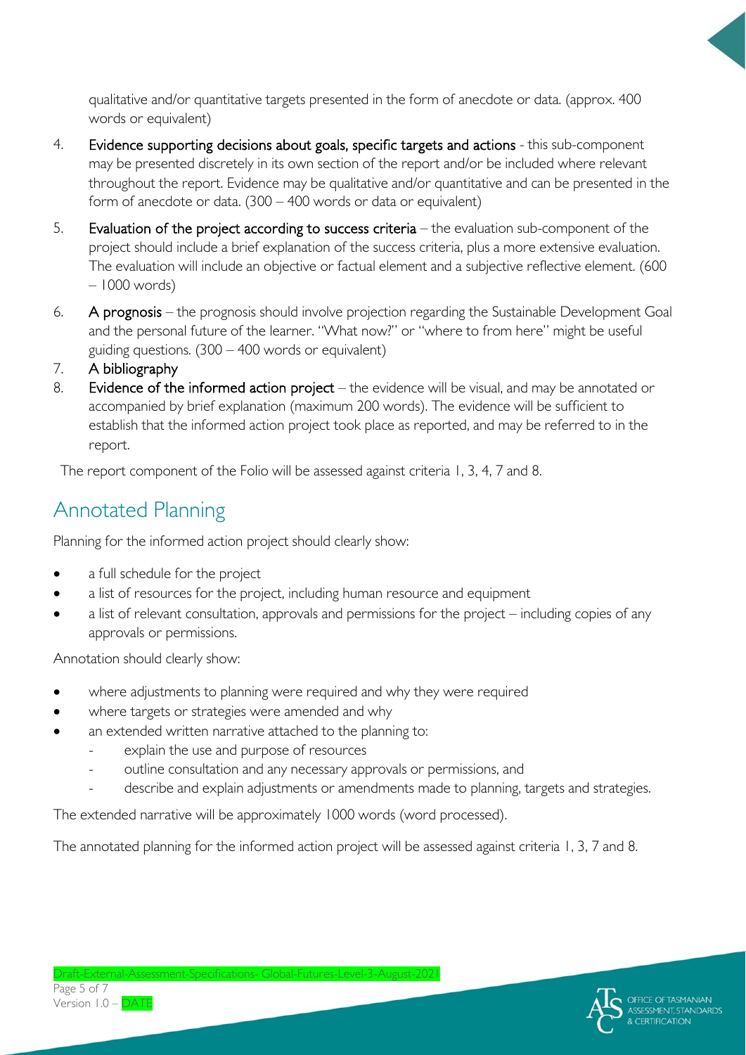qualitative and/or quantitative targets presented in the form of anecdote or data. (approx. 400 words or equivalent)

4. **Evidence supporting decisions about goals, specific targets and actions** - this sub-component may be presented discretely in its own section of the report and/or be included where relevant throughout the report. Evidence may be qualitative and/or quantitative and can be presented in the form of anecdote or data. (300 – 400 words or data or equivalent)
5. **Evaluation of the project according to success criteria** – the evaluation sub-component of the project should include a brief explanation of the success criteria, plus a more extensive evaluation. The evaluation will include an objective or factual element and a subjective reflective element. (600 – 1000 words)
6. **A prognosis** – the prognosis should involve projection regarding the Sustainable Development Goal and the personal future of the learner. "What now?" or "where to from here" might be useful guiding questions. (300 – 400 words or equivalent)
7. **A bibliography**
8. **Evidence of the informed action project** – the evidence will be visual, and may be annotated or accompanied by brief explanation (maximum 200 words). The evidence will be sufficient to establish that the informed action project took place as reported, and may be referred to in the report.

The report component of the Folio will be assessed against criteria 1, 3, 4, 7 and 8.

## Annotated Planning

Planning for the informed action project should clearly show:

- a full schedule for the project
- a list of resources for the project, including human resource and equipment
- a list of relevant consultation, approvals and permissions for the project – including copies of any approvals or permissions.

Annotation should clearly show:

- where adjustments to planning were required and why they were required
- where targets or strategies were amended and why
- an extended written narrative attached to the planning to:
  - explain the use and purpose of resources
  - outline consultation and any necessary approvals or permissions, and
  - describe and explain adjustments or amendments made to planning, targets and strategies.

The extended narrative will be approximately 1000 words (word processed).

The annotated planning for the informed action project will be assessed against criteria 1, 3, 7 and 8.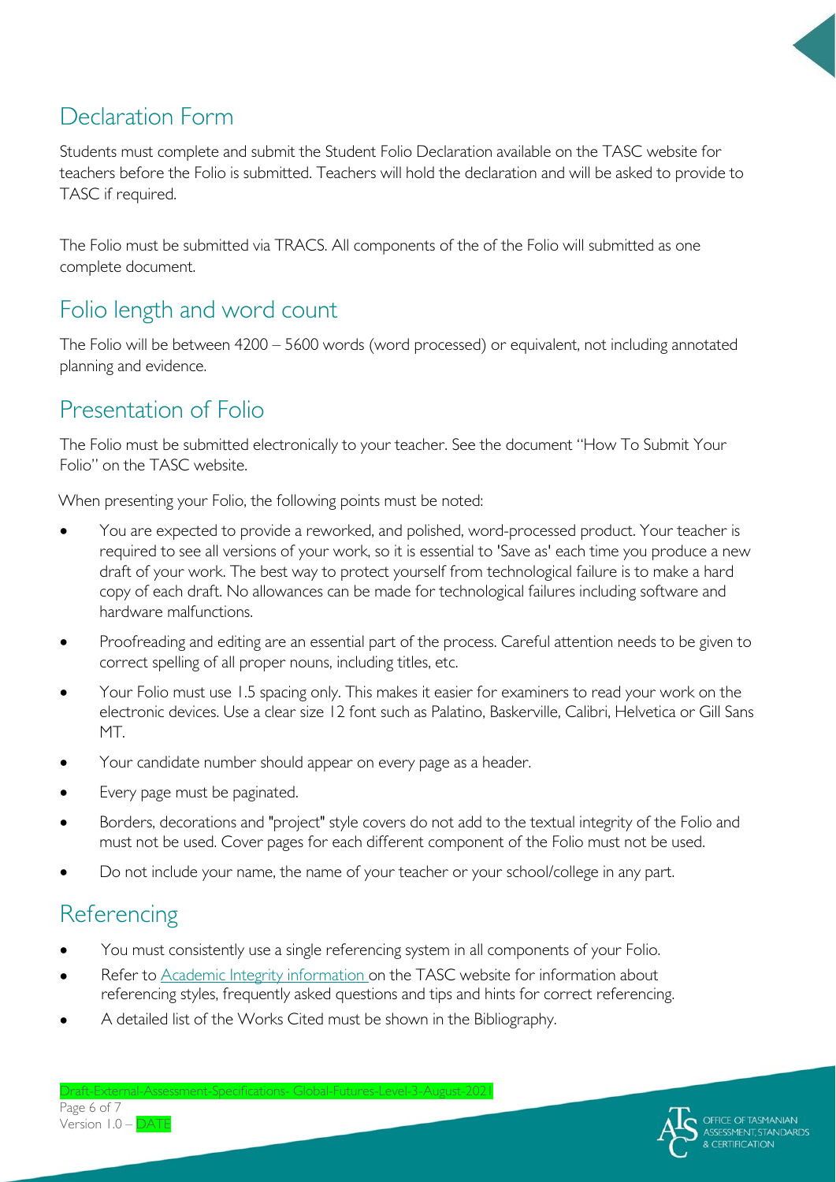## Declaration Form

Students must complete and submit the Student Folio Declaration available on the TASC website for teachers before the Folio is submitted. Teachers will hold the declaration and will be asked to provide to TASC if required.

The Folio must be submitted via TRACS. All components of the of the Folio will submitted as one complete document.

## Folio length and word count

The Folio will be between 4200 – 5600 words (word processed) or equivalent, not including annotated planning and evidence.

## Presentation of Folio

The Folio must be submitted electronically to your teacher. See the document "How To Submit Your Folio" on the TASC website.

When presenting your Folio, the following points must be noted:

- You are expected to provide a reworked, and polished, word-processed product. Your teacher is required to see all versions of your work, so it is essential to 'Save as' each time you produce a new draft of your work. The best way to protect yourself from technological failure is to make a hard copy of each draft. No allowances can be made for technological failures including software and hardware malfunctions.
- Proofreading and editing are an essential part of the process. Careful attention needs to be given to correct spelling of all proper nouns, including titles, etc.
- Your Folio must use 1.5 spacing only. This makes it easier for examiners to read your work on the electronic devices. Use a clear size 12 font such as Palatino, Baskerville, Calibri, Helvetica or Gill Sans MT.
- Your candidate number should appear on every page as a header.
- Every page must be paginated.
- Borders, decorations and "project" style covers do not add to the textual integrity of the Folio and must not be used. Cover pages for each different component of the Folio must not be used.
- Do not include your name, the name of your teacher or your school/college in any part.

## Referencing

- You must consistently use a single referencing system in all components of your Folio.
- Refer to Academic Integrity information on the TASC website for information about referencing styles, frequently asked questions and tips and hints for correct referencing.
- A detailed list of the Works Cited must be shown in the Bibliography.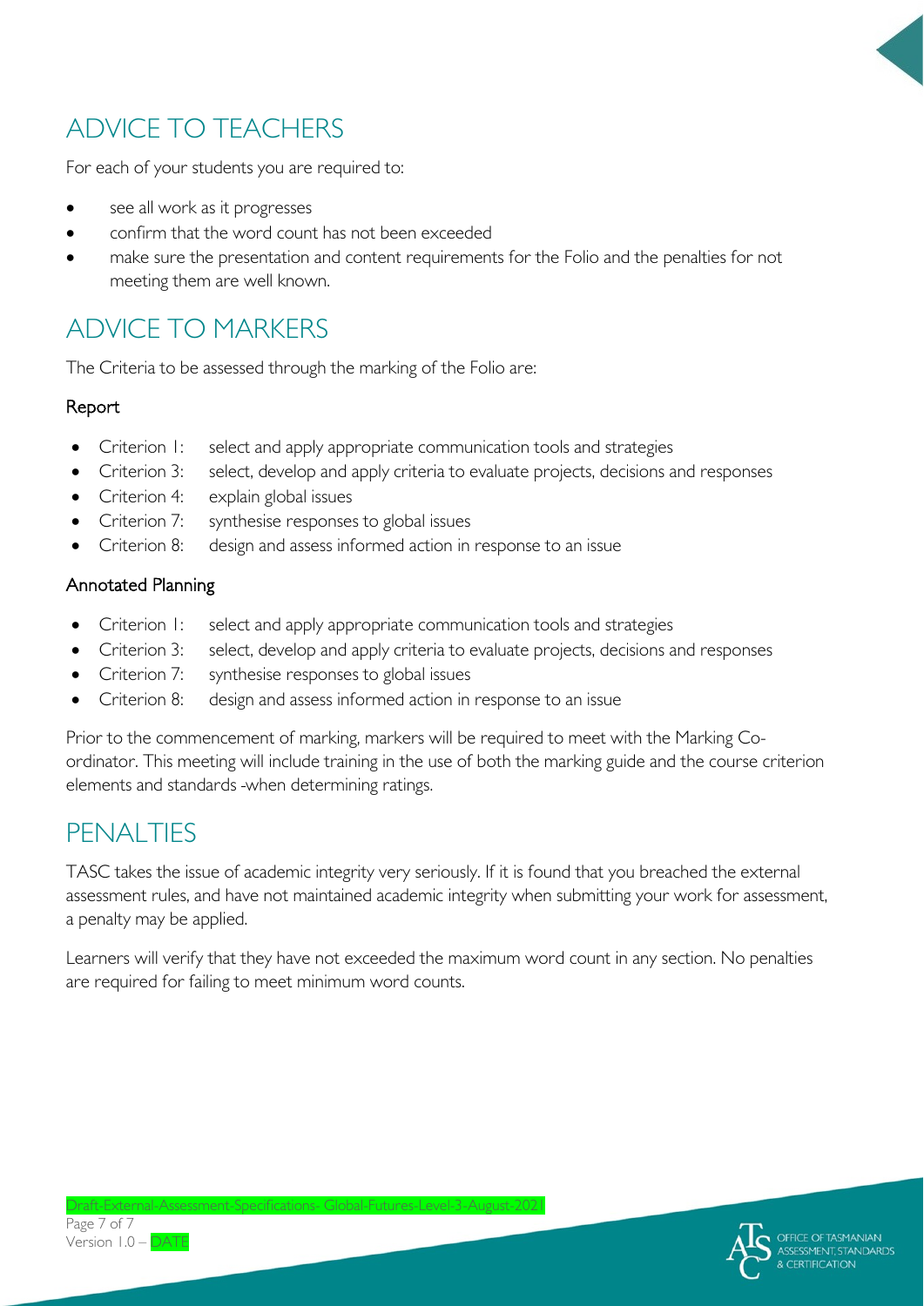## ADVICE TO TEACHERS

For each of your students you are required to:

- see all work as it progresses
- confirm that the word count has not been exceeded
- make sure the presentation and content requirements for the Folio and the penalties for not meeting them are well known.

## ADVICE TO MARKERS

The Criteria to be assessed through the marking of the Folio are:

### Report

- Criterion 1: select and apply appropriate communication tools and strategies
- Criterion 3: select, develop and apply criteria to evaluate projects, decisions and responses
- Criterion 4: explain global issues
- Criterion 7: synthesise responses to global issues
- Criterion 8: design and assess informed action in response to an issue

### Annotated Planning

- Criterion 1: select and apply appropriate communication tools and strategies
- Criterion 3: select, develop and apply criteria to evaluate projects, decisions and responses
- Criterion 7: synthesise responses to global issues
- Criterion 8: design and assess informed action in response to an issue

Prior to the commencement of marking, markers will be required to meet with the Marking Co-ordinator. This meeting will include training in the use of both the marking guide and the course criterion elements and standards -when determining ratings.

## PENALTIES

TASC takes the issue of academic integrity very seriously. If it is found that you breached the external assessment rules, and have not maintained academic integrity when submitting your work for assessment, a penalty may be applied.

Learners will verify that they have not exceeded the maximum word count in any section. No penalties are required for failing to meet minimum word counts.